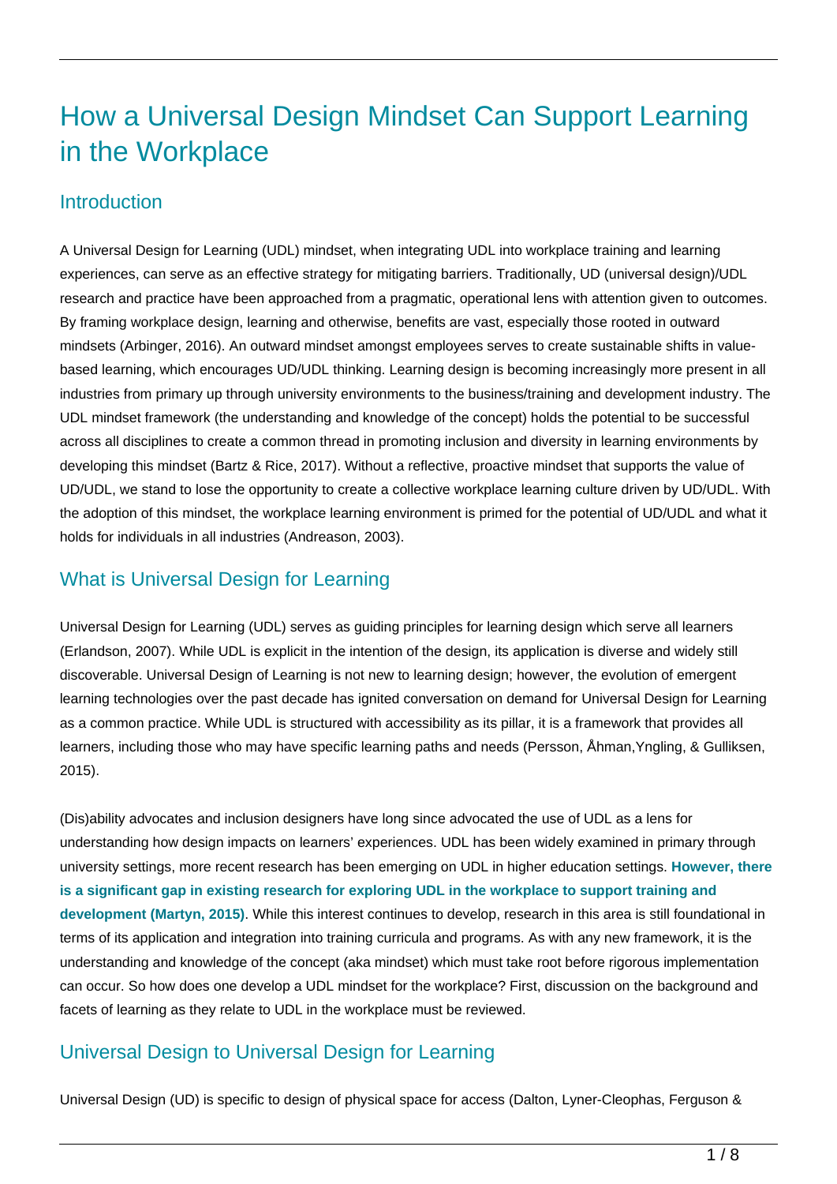# How a Universal Design Mindset Can Support Learning in the Workplace

## Introduction

A Universal Design for Learning (UDL) mindset, when integrating UDL into workplace training and learning experiences, can serve as an effective strategy for mitigating barriers. Traditionally, UD (universal design)/UDL research and practice have been approached from a pragmatic, operational lens with attention given to outcomes. By framing workplace design, learning and otherwise, benefits are vast, especially those rooted in outward mindsets (Arbinger, 2016). An outward mindset amongst employees serves to create sustainable shifts in value-based learning, which encourages UD/UDL thinking. Learning design is becoming increasingly more present in all industries from primary up through university environments to the business/training and development industry. The UDL mindset framework (the understanding and knowledge of the concept) holds the potential to be successful across all disciplines to create a common thread in promoting inclusion and diversity in learning environments by developing this mindset (Bartz & Rice, 2017). Without a reflective, proactive mindset that supports the value of UD/UDL, we stand to lose the opportunity to create a collective workplace learning culture driven by UD/UDL. With the adoption of this mindset, the workplace learning environment is primed for the potential of UD/UDL and what it holds for individuals in all industries (Andreason, 2003).

## What is Universal Design for Learning

Universal Design for Learning (UDL) serves as guiding principles for learning design which serve all learners (Erlandson, 2007). While UDL is explicit in the intention of the design, its application is diverse and widely still discoverable. Universal Design of Learning is not new to learning design; however, the evolution of emergent learning technologies over the past decade has ignited conversation on demand for Universal Design for Learning as a common practice. While UDL is structured with accessibility as its pillar, it is a framework that provides all learners, including those who may have specific learning paths and needs (Persson, Åhman,Yngling, & Gulliksen, 2015).

(Dis)ability advocates and inclusion designers have long since advocated the use of UDL as a lens for understanding how design impacts on learners' experiences. UDL has been widely examined in primary through university settings, more recent research has been emerging on UDL in higher education settings. **However, there is a significant gap in existing research for exploring UDL in the workplace to support training and development (Martyn, 2015)**. While this interest continues to develop, research in this area is still foundational in terms of its application and integration into training curricula and programs. As with any new framework, it is the understanding and knowledge of the concept (aka mindset) which must take root before rigorous implementation can occur. So how does one develop a UDL mindset for the workplace? First, discussion on the background and facets of learning as they relate to UDL in the workplace must be reviewed.

## Universal Design to Universal Design for Learning

Universal Design (UD) is specific to design of physical space for access (Dalton, Lyner-Cleophas, Ferguson &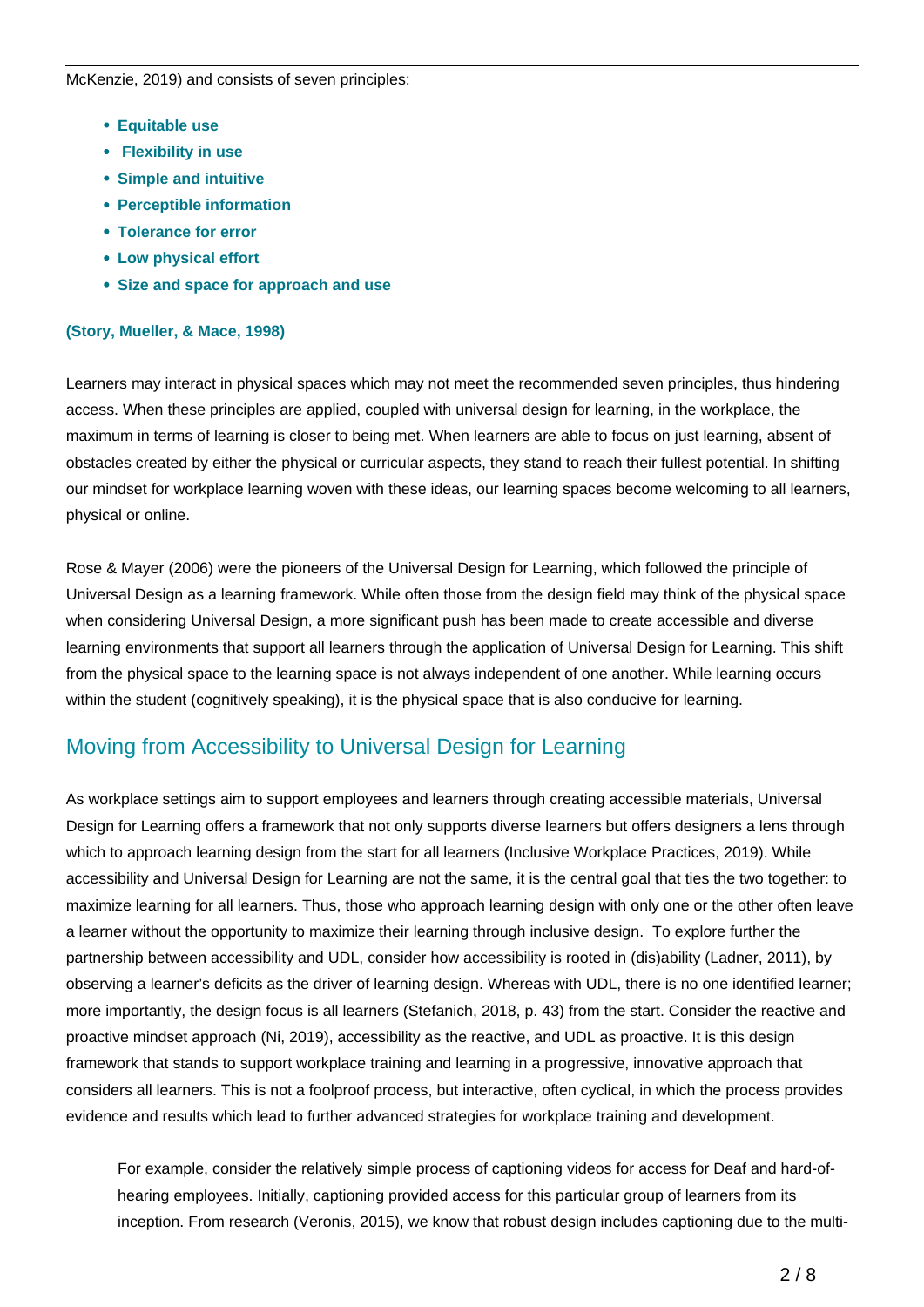McKenzie, 2019) and consists of seven principles:

- **Equitable use**
- **Flexibility in use**
- **Simple and intuitive**
- **Perceptible information**
- **Tolerance for error**
- **Low physical effort**
- **Size and space for approach and use**

**(Story, Mueller, & Mace, 1998)**

Learners may interact in physical spaces which may not meet the recommended seven principles, thus hindering access. When these principles are applied, coupled with universal design for learning, in the workplace, the maximum in terms of learning is closer to being met. When learners are able to focus on just learning, absent of obstacles created by either the physical or curricular aspects, they stand to reach their fullest potential. In shifting our mindset for workplace learning woven with these ideas, our learning spaces become welcoming to all learners, physical or online.

Rose & Mayer (2006) were the pioneers of the Universal Design for Learning, which followed the principle of Universal Design as a learning framework. While often those from the design field may think of the physical space when considering Universal Design, a more significant push has been made to create accessible and diverse learning environments that support all learners through the application of Universal Design for Learning. This shift from the physical space to the learning space is not always independent of one another. While learning occurs within the student (cognitively speaking), it is the physical space that is also conducive for learning.

## Moving from Accessibility to Universal Design for Learning

As workplace settings aim to support employees and learners through creating accessible materials, Universal Design for Learning offers a framework that not only supports diverse learners but offers designers a lens through which to approach learning design from the start for all learners (Inclusive Workplace Practices, 2019). While accessibility and Universal Design for Learning are not the same, it is the central goal that ties the two together: to maximize learning for all learners. Thus, those who approach learning design with only one or the other often leave a learner without the opportunity to maximize their learning through inclusive design. To explore further the partnership between accessibility and UDL, consider how accessibility is rooted in (dis)ability (Ladner, 2011), by observing a learner's deficits as the driver of learning design. Whereas with UDL, there is no one identified learner; more importantly, the design focus is all learners (Stefanich, 2018, p. 43) from the start. Consider the reactive and proactive mindset approach (Ni, 2019), accessibility as the reactive, and UDL as proactive. It is this design framework that stands to support workplace training and learning in a progressive, innovative approach that considers all learners. This is not a foolproof process, but interactive, often cyclical, in which the process provides evidence and results which lead to further advanced strategies for workplace training and development.

> For example, consider the relatively simple process of captioning videos for access for Deaf and hard-of-hearing employees. Initially, captioning provided access for this particular group of learners from its inception. From research (Veronis, 2015), we know that robust design includes captioning due to the multi-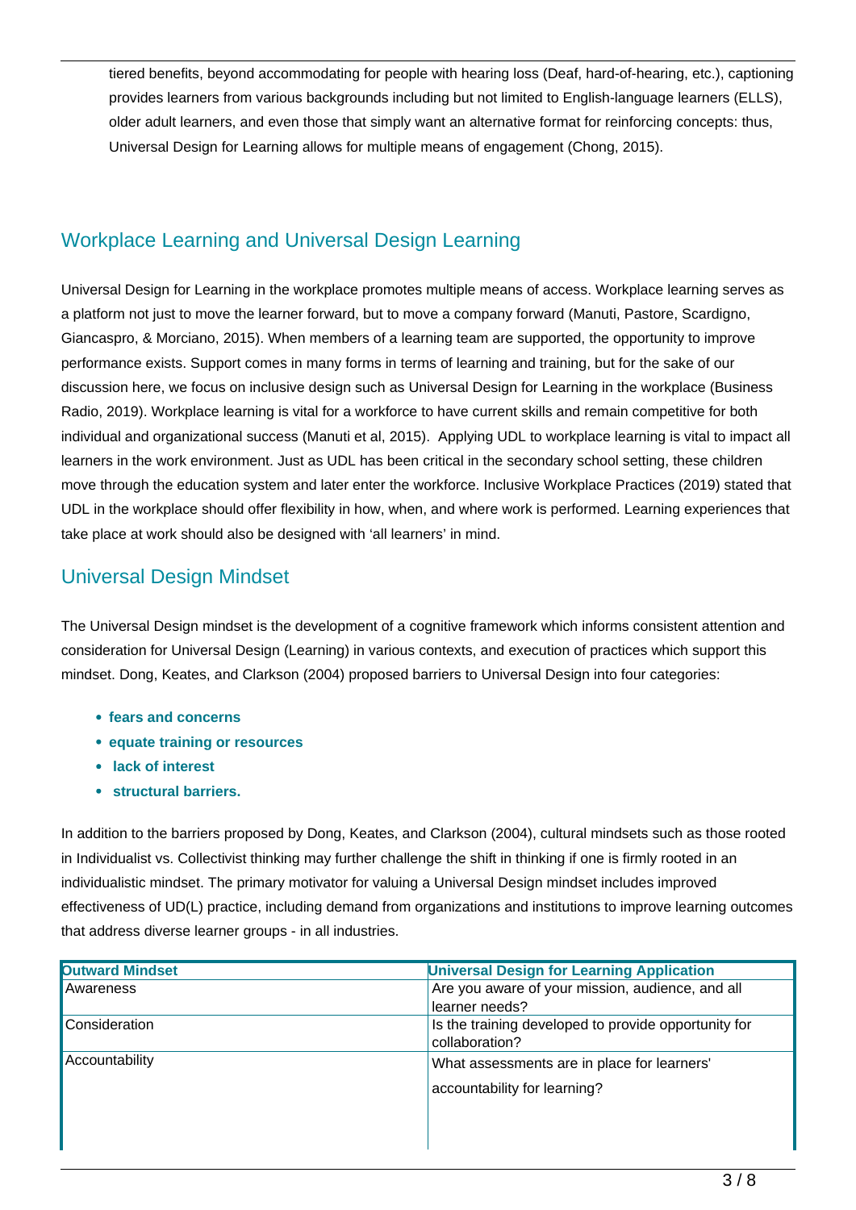tiered benefits, beyond accommodating for people with hearing loss (Deaf, hard-of-hearing, etc.), captioning provides learners from various backgrounds including but not limited to English-language learners (ELLS), older adult learners, and even those that simply want an alternative format for reinforcing concepts: thus, Universal Design for Learning allows for multiple means of engagement (Chong, 2015).

## Workplace Learning and Universal Design Learning

Universal Design for Learning in the workplace promotes multiple means of access. Workplace learning serves as a platform not just to move the learner forward, but to move a company forward (Manuti, Pastore, Scardigno, Giancaspro, & Morciano, 2015). When members of a learning team are supported, the opportunity to improve performance exists. Support comes in many forms in terms of learning and training, but for the sake of our discussion here, we focus on inclusive design such as Universal Design for Learning in the workplace (Business Radio, 2019). Workplace learning is vital for a workforce to have current skills and remain competitive for both individual and organizational success (Manuti et al, 2015). Applying UDL to workplace learning is vital to impact all learners in the work environment. Just as UDL has been critical in the secondary school setting, these children move through the education system and later enter the workforce. Inclusive Workplace Practices (2019) stated that UDL in the workplace should offer flexibility in how, when, and where work is performed. Learning experiences that take place at work should also be designed with 'all learners' in mind.

## Universal Design Mindset

The Universal Design mindset is the development of a cognitive framework which informs consistent attention and consideration for Universal Design (Learning) in various contexts, and execution of practices which support this mindset. Dong, Keates, and Clarkson (2004) proposed barriers to Universal Design into four categories:

- **fears and concerns**
- **equate training or resources**
- **lack of interest**
- **structural barriers.**

In addition to the barriers proposed by Dong, Keates, and Clarkson (2004), cultural mindsets such as those rooted in Individualist vs. Collectivist thinking may further challenge the shift in thinking if one is firmly rooted in an individualistic mindset. The primary motivator for valuing a Universal Design mindset includes improved effectiveness of UD(L) practice, including demand from organizations and institutions to improve learning outcomes that address diverse learner groups - in all industries.

| Outward Mindset | Universal Design for Learning Application |
|---|---|
| Awareness | Are you aware of your mission, audience, and all learner needs? |
| Consideration | Is the training developed to provide opportunity for collaboration? |
| Accountability | What assessments are in place for learners' accountability for learning? |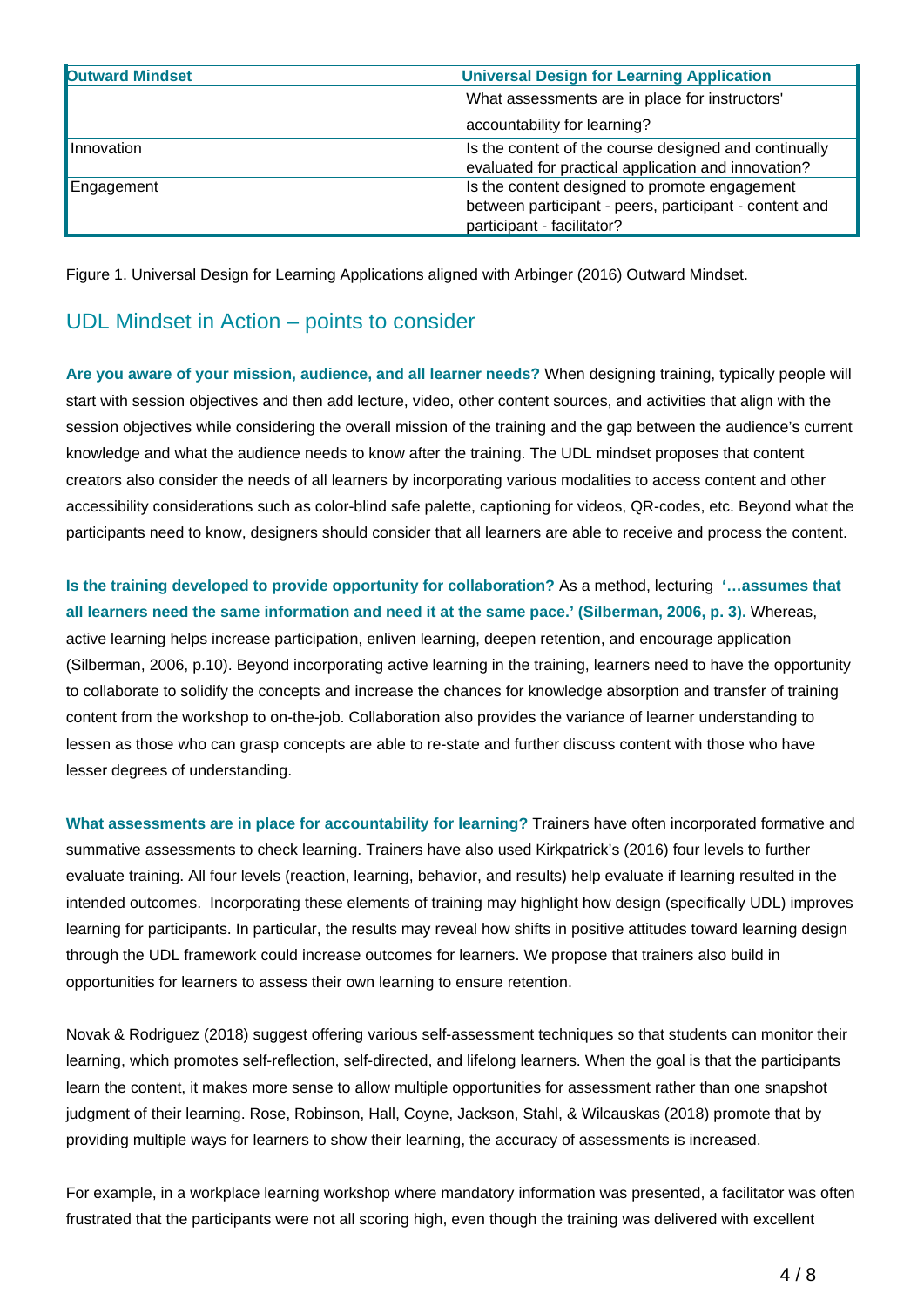| Outward Mindset | Universal Design for Learning Application |
|---|---|
| | What assessments are in place for instructors' accountability for learning? |
| Innovation | Is the content of the course designed and continually evaluated for practical application and innovation? |
| Engagement | Is the content designed to promote engagement between participant - peers, participant - content and participant - facilitator? |

Figure 1. Universal Design for Learning Applications aligned with Arbinger (2016) Outward Mindset.

## UDL Mindset in Action – points to consider

**Are you aware of your mission, audience, and all learner needs?** When designing training, typically people will start with session objectives and then add lecture, video, other content sources, and activities that align with the session objectives while considering the overall mission of the training and the gap between the audience's current knowledge and what the audience needs to know after the training. The UDL mindset proposes that content creators also consider the needs of all learners by incorporating various modalities to access content and other accessibility considerations such as color-blind safe palette, captioning for videos, QR-codes, etc. Beyond what the participants need to know, designers should consider that all learners are able to receive and process the content.

**Is the training developed to provide opportunity for collaboration?** As a method, lecturing **'…assumes that all learners need the same information and need it at the same pace.' (Silberman, 2006, p. 3).** Whereas, active learning helps increase participation, enliven learning, deepen retention, and encourage application (Silberman, 2006, p.10). Beyond incorporating active learning in the training, learners need to have the opportunity to collaborate to solidify the concepts and increase the chances for knowledge absorption and transfer of training content from the workshop to on-the-job. Collaboration also provides the variance of learner understanding to lessen as those who can grasp concepts are able to re-state and further discuss content with those who have lesser degrees of understanding.

**What assessments are in place for accountability for learning?** Trainers have often incorporated formative and summative assessments to check learning. Trainers have also used Kirkpatrick's (2016) four levels to further evaluate training. All four levels (reaction, learning, behavior, and results) help evaluate if learning resulted in the intended outcomes. Incorporating these elements of training may highlight how design (specifically UDL) improves learning for participants. In particular, the results may reveal how shifts in positive attitudes toward learning design through the UDL framework could increase outcomes for learners. We propose that trainers also build in opportunities for learners to assess their own learning to ensure retention.

Novak & Rodriguez (2018) suggest offering various self-assessment techniques so that students can monitor their learning, which promotes self-reflection, self-directed, and lifelong learners. When the goal is that the participants learn the content, it makes more sense to allow multiple opportunities for assessment rather than one snapshot judgment of their learning. Rose, Robinson, Hall, Coyne, Jackson, Stahl, & Wilcauskas (2018) promote that by providing multiple ways for learners to show their learning, the accuracy of assessments is increased.

For example, in a workplace learning workshop where mandatory information was presented, a facilitator was often frustrated that the participants were not all scoring high, even though the training was delivered with excellent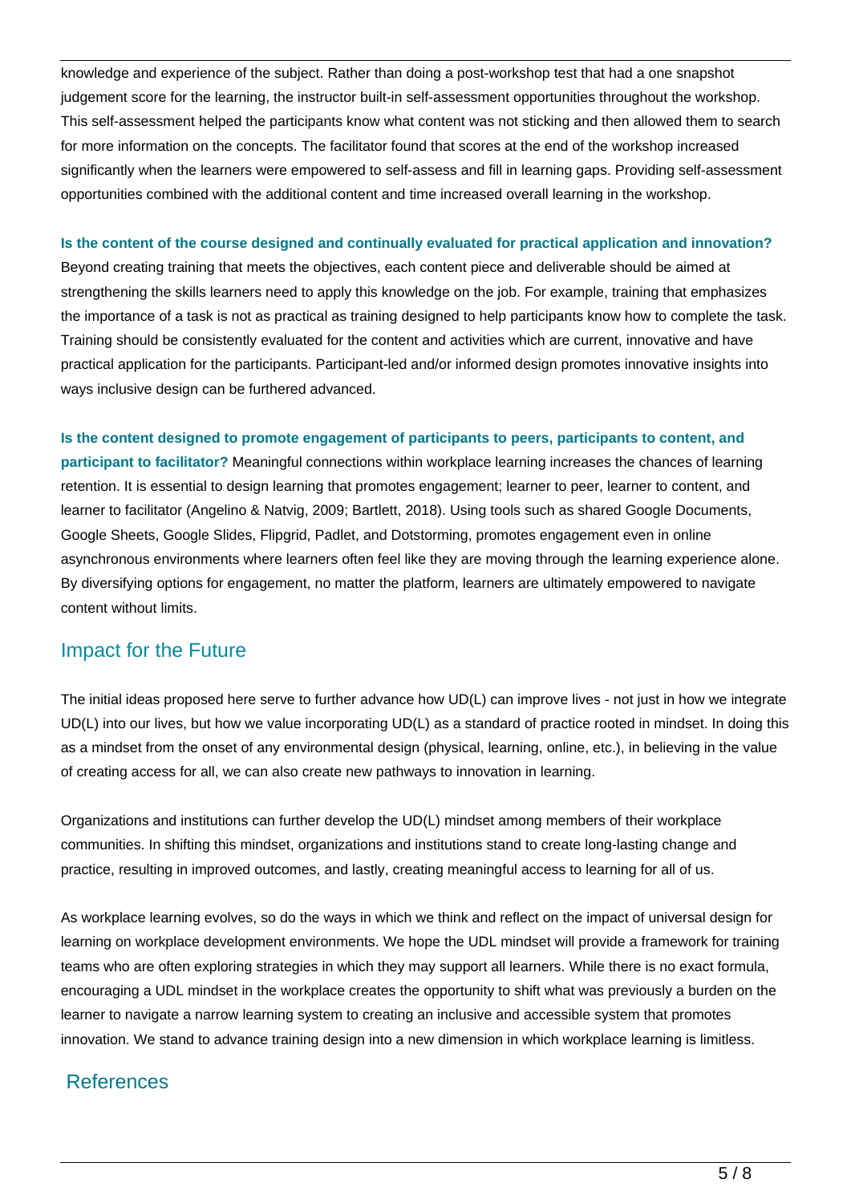knowledge and experience of the subject. Rather than doing a post-workshop test that had a one snapshot judgement score for the learning, the instructor built-in self-assessment opportunities throughout the workshop. This self-assessment helped the participants know what content was not sticking and then allowed them to search for more information on the concepts. The facilitator found that scores at the end of the workshop increased significantly when the learners were empowered to self-assess and fill in learning gaps. Providing self-assessment opportunities combined with the additional content and time increased overall learning in the workshop.

**Is the content of the course designed and continually evaluated for practical application and innovation?**
Beyond creating training that meets the objectives, each content piece and deliverable should be aimed at strengthening the skills learners need to apply this knowledge on the job. For example, training that emphasizes the importance of a task is not as practical as training designed to help participants know how to complete the task. Training should be consistently evaluated for the content and activities which are current, innovative and have practical application for the participants. Participant-led and/or informed design promotes innovative insights into ways inclusive design can be furthered advanced.

**Is the content designed to promote engagement of participants to peers, participants to content, and participant to facilitator?** Meaningful connections within workplace learning increases the chances of learning retention. It is essential to design learning that promotes engagement; learner to peer, learner to content, and learner to facilitator (Angelino & Natvig, 2009; Bartlett, 2018). Using tools such as shared Google Documents, Google Sheets, Google Slides, Flipgrid, Padlet, and Dotstorming, promotes engagement even in online asynchronous environments where learners often feel like they are moving through the learning experience alone. By diversifying options for engagement, no matter the platform, learners are ultimately empowered to navigate content without limits.

## Impact for the Future

The initial ideas proposed here serve to further advance how UD(L) can improve lives - not just in how we integrate UD(L) into our lives, but how we value incorporating UD(L) as a standard of practice rooted in mindset. In doing this as a mindset from the onset of any environmental design (physical, learning, online, etc.), in believing in the value of creating access for all, we can also create new pathways to innovation in learning.

Organizations and institutions can further develop the UD(L) mindset among members of their workplace communities. In shifting this mindset, organizations and institutions stand to create long-lasting change and practice, resulting in improved outcomes, and lastly, creating meaningful access to learning for all of us.

As workplace learning evolves, so do the ways in which we think and reflect on the impact of universal design for learning on workplace development environments. We hope the UDL mindset will provide a framework for training teams who are often exploring strategies in which they may support all learners. While there is no exact formula, encouraging a UDL mindset in the workplace creates the opportunity to shift what was previously a burden on the learner to navigate a narrow learning system to creating an inclusive and accessible system that promotes innovation. We stand to advance training design into a new dimension in which workplace learning is limitless.

## References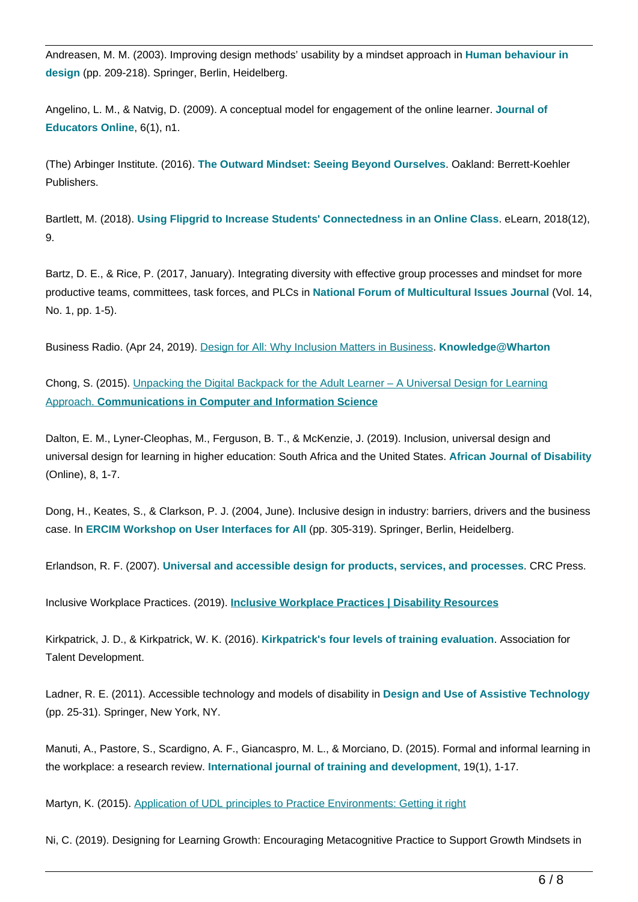Andreasen, M. M. (2003). Improving design methods' usability by a mindset approach in **Human behaviour in design** (pp. 209-218). Springer, Berlin, Heidelberg.

Angelino, L. M., & Natvig, D. (2009). A conceptual model for engagement of the online learner. **Journal of Educators Online**, 6(1), n1.

(The) Arbinger Institute. (2016). **The Outward Mindset: Seeing Beyond Ourselves**. Oakland: Berrett-Koehler Publishers.

Bartlett, M. (2018). **Using Flipgrid to Increase Students' Connectedness in an Online Class**. eLearn, 2018(12), 9.

Bartz, D. E., & Rice, P. (2017, January). Integrating diversity with effective group processes and mindset for more productive teams, committees, task forces, and PLCs in **National Forum of Multicultural Issues Journal** (Vol. 14, No. 1, pp. 1-5).

Business Radio. (Apr 24, 2019). Design for All: Why Inclusion Matters in Business. **Knowledge@Wharton**

Chong, S. (2015). Unpacking the Digital Backpack for the Adult Learner – A Universal Design for Learning Approach. **Communications in Computer and Information Science**

Dalton, E. M., Lyner-Cleophas, M., Ferguson, B. T., & McKenzie, J. (2019). Inclusion, universal design and universal design for learning in higher education: South Africa and the United States. **African Journal of Disability** (Online), 8, 1-7.

Dong, H., Keates, S., & Clarkson, P. J. (2004, June). Inclusive design in industry: barriers, drivers and the business case. In **ERCIM Workshop on User Interfaces for All** (pp. 305-319). Springer, Berlin, Heidelberg.

Erlandson, R. F. (2007). **Universal and accessible design for products, services, and processes**. CRC Press.

Inclusive Workplace Practices. (2019). **Inclusive Workplace Practices | Disability Resources**

Kirkpatrick, J. D., & Kirkpatrick, W. K. (2016). **Kirkpatrick's four levels of training evaluation**. Association for Talent Development.

Ladner, R. E. (2011). Accessible technology and models of disability in **Design and Use of Assistive Technology** (pp. 25-31). Springer, New York, NY.

Manuti, A., Pastore, S., Scardigno, A. F., Giancaspro, M. L., & Morciano, D. (2015). Formal and informal learning in the workplace: a research review. **International journal of training and development**, 19(1), 1-17.

Martyn, K. (2015). Application of UDL principles to Practice Environments: Getting it right

Ni, C. (2019). Designing for Learning Growth: Encouraging Metacognitive Practice to Support Growth Mindsets in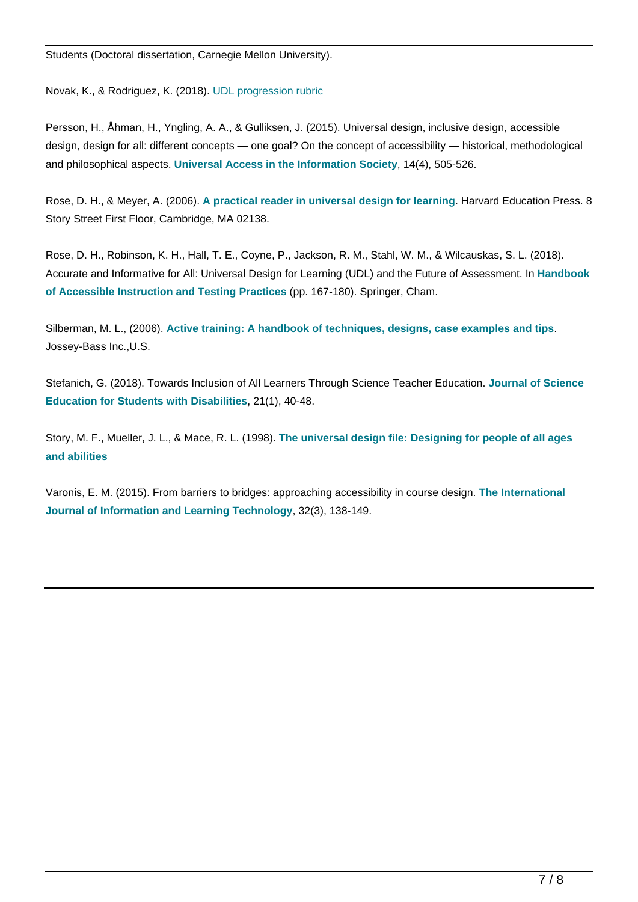Students (Doctoral dissertation, Carnegie Mellon University).

Novak, K., & Rodriguez, K. (2018). UDL progression rubric

Persson, H., Åhman, H., Yngling, A. A., & Gulliksen, J. (2015). Universal design, inclusive design, accessible design, design for all: different concepts — one goal? On the concept of accessibility — historical, methodological and philosophical aspects. **Universal Access in the Information Society**, 14(4), 505-526.

Rose, D. H., & Meyer, A. (2006). **A practical reader in universal design for learning**. Harvard Education Press. 8 Story Street First Floor, Cambridge, MA 02138.

Rose, D. H., Robinson, K. H., Hall, T. E., Coyne, P., Jackson, R. M., Stahl, W. M., & Wilcauskas, S. L. (2018). Accurate and Informative for All: Universal Design for Learning (UDL) and the Future of Assessment. In **Handbook of Accessible Instruction and Testing Practices** (pp. 167-180). Springer, Cham.

Silberman, M. L., (2006). **Active training: A handbook of techniques, designs, case examples and tips**. Jossey-Bass Inc.,U.S.

Stefanich, G. (2018). Towards Inclusion of All Learners Through Science Teacher Education. **Journal of Science Education for Students with Disabilities**, 21(1), 40-48.

Story, M. F., Mueller, J. L., & Mace, R. L. (1998). **The universal design file: Designing for people of all ages and abilities**

Varonis, E. M. (2015). From barriers to bridges: approaching accessibility in course design. **The International Journal of Information and Learning Technology**, 32(3), 138-149.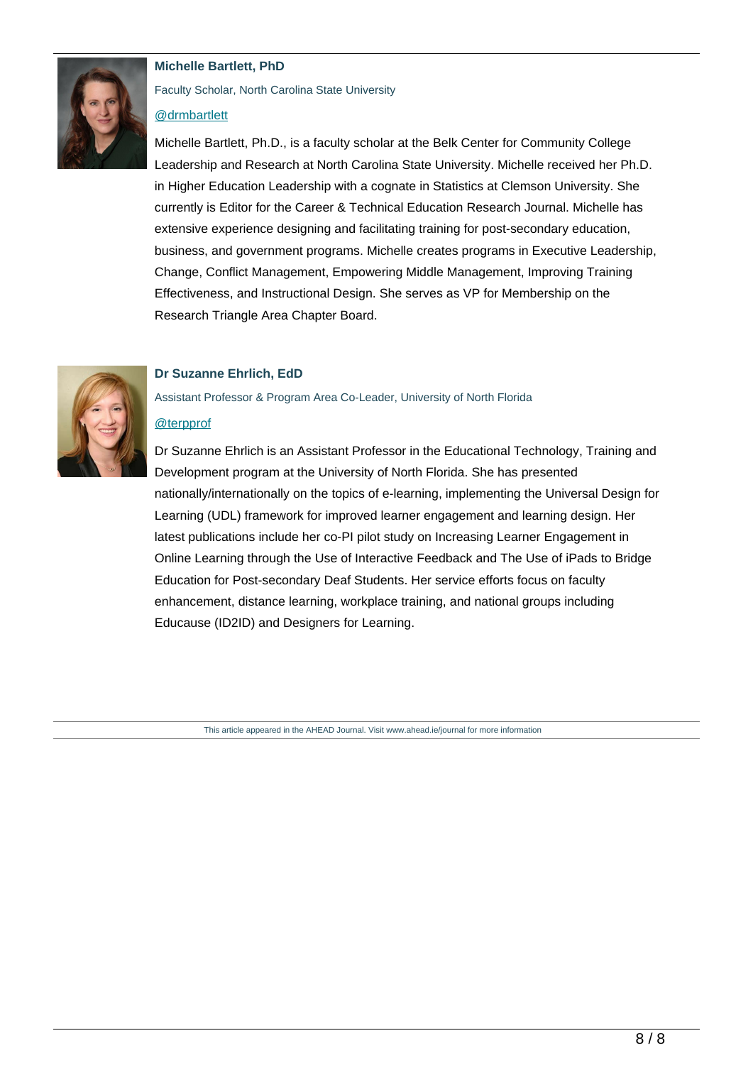**Michelle Bartlett, PhD**

Faculty Scholar, North Carolina State University

@drmbartlett

Michelle Bartlett, Ph.D., is a faculty scholar at the Belk Center for Community College Leadership and Research at North Carolina State University. Michelle received her Ph.D. in Higher Education Leadership with a cognate in Statistics at Clemson University. She currently is Editor for the Career & Technical Education Research Journal. Michelle has extensive experience designing and facilitating training for post-secondary education, business, and government programs. Michelle creates programs in Executive Leadership, Change, Conflict Management, Empowering Middle Management, Improving Training Effectiveness, and Instructional Design. She serves as VP for Membership on the Research Triangle Area Chapter Board.

**Dr Suzanne Ehrlich, EdD**

Assistant Professor & Program Area Co-Leader, University of North Florida

@terpprof

Dr Suzanne Ehrlich is an Assistant Professor in the Educational Technology, Training and Development program at the University of North Florida. She has presented nationally/internationally on the topics of e-learning, implementing the Universal Design for Learning (UDL) framework for improved learner engagement and learning design. Her latest publications include her co-PI pilot study on Increasing Learner Engagement in Online Learning through the Use of Interactive Feedback and The Use of iPads to Bridge Education for Post-secondary Deaf Students. Her service efforts focus on faculty enhancement, distance learning, workplace training, and national groups including Educause (ID2ID) and Designers for Learning.

This article appeared in the AHEAD Journal. Visit www.ahead.ie/journal for more information